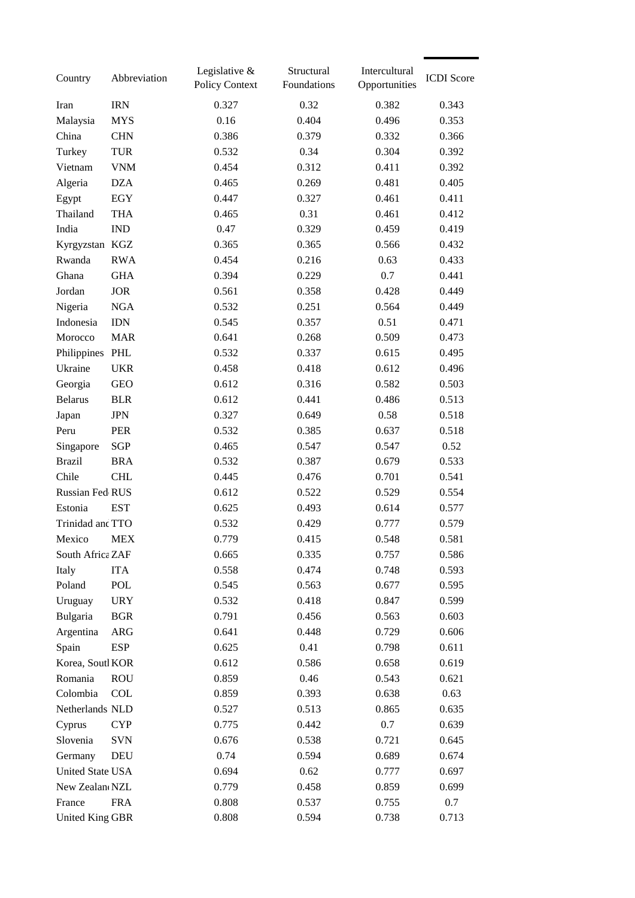| Country | Abbreviation | Legislative & Policy Context | Structural Foundations | Intercultural Opportunities | ICDI Score |
|---|---|---|---|---|---|
| Iran | IRN | 0.327 | 0.32 | 0.382 | 0.343 |
| Malaysia | MYS | 0.16 | 0.404 | 0.496 | 0.353 |
| China | CHN | 0.386 | 0.379 | 0.332 | 0.366 |
| Turkey | TUR | 0.532 | 0.34 | 0.304 | 0.392 |
| Vietnam | VNM | 0.454 | 0.312 | 0.411 | 0.392 |
| Algeria | DZA | 0.465 | 0.269 | 0.481 | 0.405 |
| Egypt | EGY | 0.447 | 0.327 | 0.461 | 0.411 |
| Thailand | THA | 0.465 | 0.31 | 0.461 | 0.412 |
| India | IND | 0.47 | 0.329 | 0.459 | 0.419 |
| Kyrgyzstan | KGZ | 0.365 | 0.365 | 0.566 | 0.432 |
| Rwanda | RWA | 0.454 | 0.216 | 0.63 | 0.433 |
| Ghana | GHA | 0.394 | 0.229 | 0.7 | 0.441 |
| Jordan | JOR | 0.561 | 0.358 | 0.428 | 0.449 |
| Nigeria | NGA | 0.532 | 0.251 | 0.564 | 0.449 |
| Indonesia | IDN | 0.545 | 0.357 | 0.51 | 0.471 |
| Morocco | MAR | 0.641 | 0.268 | 0.509 | 0.473 |
| Philippines | PHL | 0.532 | 0.337 | 0.615 | 0.495 |
| Ukraine | UKR | 0.458 | 0.418 | 0.612 | 0.496 |
| Georgia | GEO | 0.612 | 0.316 | 0.582 | 0.503 |
| Belarus | BLR | 0.612 | 0.441 | 0.486 | 0.513 |
| Japan | JPN | 0.327 | 0.649 | 0.58 | 0.518 |
| Peru | PER | 0.532 | 0.385 | 0.637 | 0.518 |
| Singapore | SGP | 0.465 | 0.547 | 0.547 | 0.52 |
| Brazil | BRA | 0.532 | 0.387 | 0.679 | 0.533 |
| Chile | CHL | 0.445 | 0.476 | 0.701 | 0.541 |
| Russian Fed | RUS | 0.612 | 0.522 | 0.529 | 0.554 |
| Estonia | EST | 0.625 | 0.493 | 0.614 | 0.577 |
| Trinidad and | TTO | 0.532 | 0.429 | 0.777 | 0.579 |
| Mexico | MEX | 0.779 | 0.415 | 0.548 | 0.581 |
| South Africa | ZAF | 0.665 | 0.335 | 0.757 | 0.586 |
| Italy | ITA | 0.558 | 0.474 | 0.748 | 0.593 |
| Poland | POL | 0.545 | 0.563 | 0.677 | 0.595 |
| Uruguay | URY | 0.532 | 0.418 | 0.847 | 0.599 |
| Bulgaria | BGR | 0.791 | 0.456 | 0.563 | 0.603 |
| Argentina | ARG | 0.641 | 0.448 | 0.729 | 0.606 |
| Spain | ESP | 0.625 | 0.41 | 0.798 | 0.611 |
| Korea, South | KOR | 0.612 | 0.586 | 0.658 | 0.619 |
| Romania | ROU | 0.859 | 0.46 | 0.543 | 0.621 |
| Colombia | COL | 0.859 | 0.393 | 0.638 | 0.63 |
| Netherlands | NLD | 0.527 | 0.513 | 0.865 | 0.635 |
| Cyprus | CYP | 0.775 | 0.442 | 0.7 | 0.639 |
| Slovenia | SVN | 0.676 | 0.538 | 0.721 | 0.645 |
| Germany | DEU | 0.74 | 0.594 | 0.689 | 0.674 |
| United State | USA | 0.694 | 0.62 | 0.777 | 0.697 |
| New Zealand | NZL | 0.779 | 0.458 | 0.859 | 0.699 |
| France | FRA | 0.808 | 0.537 | 0.755 | 0.7 |
| United King | GBR | 0.808 | 0.594 | 0.738 | 0.713 |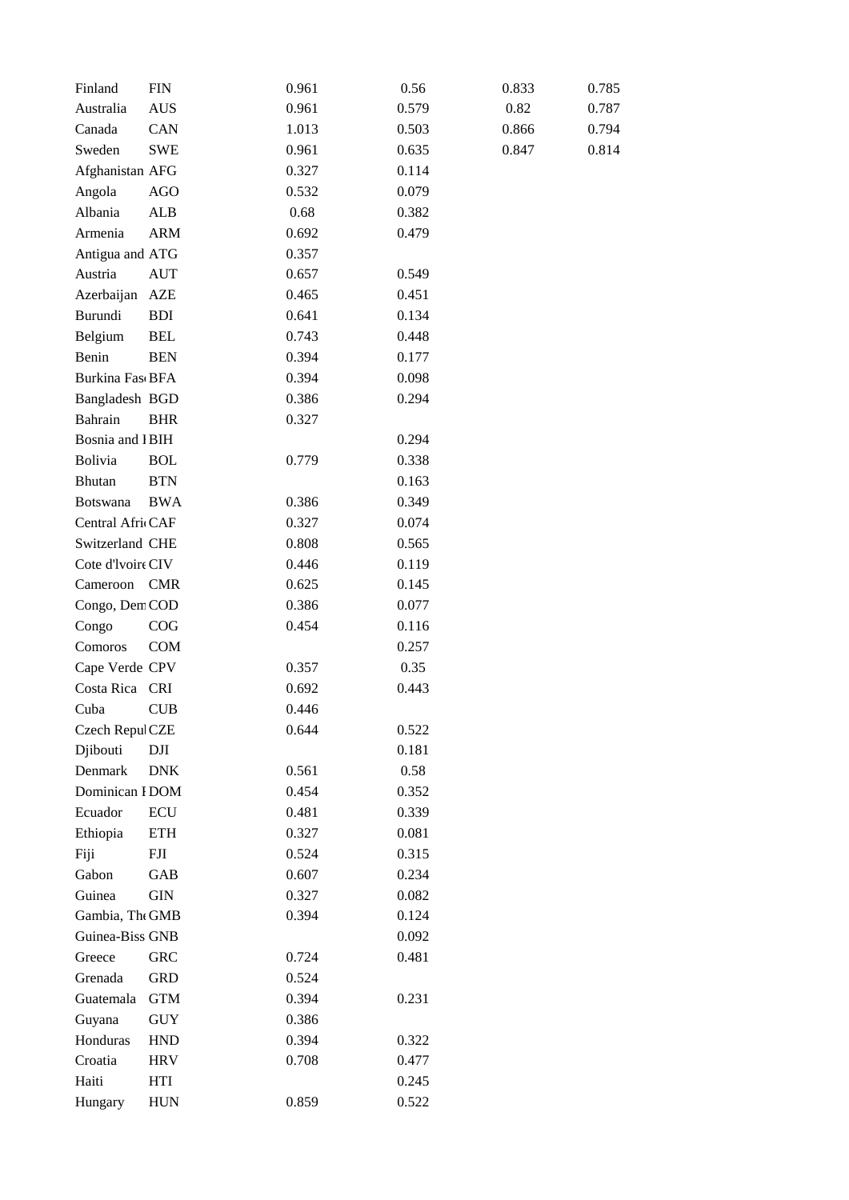| | | | | | |
|---|---|---|---|---|---|
| Finland | FIN | 0.961 | 0.56 | 0.833 | 0.785 |
| Australia | AUS | 0.961 | 0.579 | 0.82 | 0.787 |
| Canada | CAN | 1.013 | 0.503 | 0.866 | 0.794 |
| Sweden | SWE | 0.961 | 0.635 | 0.847 | 0.814 |
| Afghanistan | AFG | 0.327 | 0.114 | | |
| Angola | AGO | 0.532 | 0.079 | | |
| Albania | ALB | 0.68 | 0.382 | | |
| Armenia | ARM | 0.692 | 0.479 | | |
| Antigua and | ATG | 0.357 | | | |
| Austria | AUT | 0.657 | 0.549 | | |
| Azerbaijan | AZE | 0.465 | 0.451 | | |
| Burundi | BDI | 0.641 | 0.134 | | |
| Belgium | BEL | 0.743 | 0.448 | | |
| Benin | BEN | 0.394 | 0.177 | | |
| Burkina Fas | BFA | 0.394 | 0.098 | | |
| Bangladesh | BGD | 0.386 | 0.294 | | |
| Bahrain | BHR | 0.327 | | | |
| Bosnia and I | BIH | | 0.294 | | |
| Bolivia | BOL | 0.779 | 0.338 | | |
| Bhutan | BTN | | 0.163 | | |
| Botswana | BWA | 0.386 | 0.349 | | |
| Central Afri | CAF | 0.327 | 0.074 | | |
| Switzerland | CHE | 0.808 | 0.565 | | |
| Cote d'Ivoire | CIV | 0.446 | 0.119 | | |
| Cameroon | CMR | 0.625 | 0.145 | | |
| Congo, Dem | COD | 0.386 | 0.077 | | |
| Congo | COG | 0.454 | 0.116 | | |
| Comoros | COM | | 0.257 | | |
| Cape Verde | CPV | 0.357 | 0.35 | | |
| Costa Rica | CRI | 0.692 | 0.443 | | |
| Cuba | CUB | 0.446 | | | |
| Czech Repul | CZE | 0.644 | 0.522 | | |
| Djibouti | DJI | | 0.181 | | |
| Denmark | DNK | 0.561 | 0.58 | | |
| Dominican I | DOM | 0.454 | 0.352 | | |
| Ecuador | ECU | 0.481 | 0.339 | | |
| Ethiopia | ETH | 0.327 | 0.081 | | |
| Fiji | FJI | 0.524 | 0.315 | | |
| Gabon | GAB | 0.607 | 0.234 | | |
| Guinea | GIN | 0.327 | 0.082 | | |
| Gambia, The | GMB | 0.394 | 0.124 | | |
| Guinea-Biss | GNB | | 0.092 | | |
| Greece | GRC | 0.724 | 0.481 | | |
| Grenada | GRD | 0.524 | | | |
| Guatemala | GTM | 0.394 | 0.231 | | |
| Guyana | GUY | 0.386 | | | |
| Honduras | HND | 0.394 | 0.322 | | |
| Croatia | HRV | 0.708 | 0.477 | | |
| Haiti | HTI | | 0.245 | | |
| Hungary | HUN | 0.859 | 0.522 | | |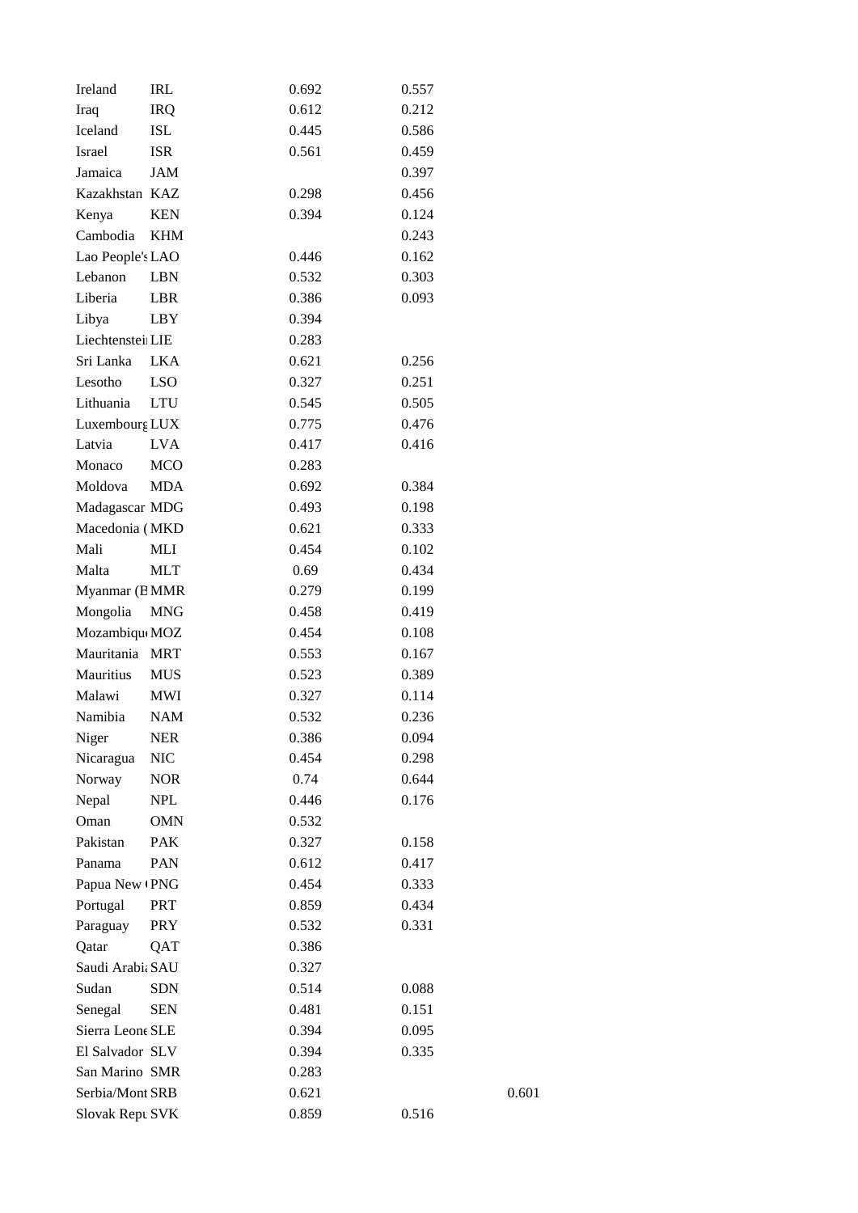| | | | | |
|---|---|---|---|---|
| Ireland | IRL | 0.692 | 0.557 | |
| Iraq | IRQ | 0.612 | 0.212 | |
| Iceland | ISL | 0.445 | 0.586 | |
| Israel | ISR | 0.561 | 0.459 | |
| Jamaica | JAM | | 0.397 | |
| Kazakhstan | KAZ | 0.298 | 0.456 | |
| Kenya | KEN | 0.394 | 0.124 | |
| Cambodia | KHM | | 0.243 | |
| Lao People's | LAO | 0.446 | 0.162 | |
| Lebanon | LBN | 0.532 | 0.303 | |
| Liberia | LBR | 0.386 | 0.093 | |
| Libya | LBY | 0.394 | | |
| Liechtenstei | LIE | 0.283 | | |
| Sri Lanka | LKA | 0.621 | 0.256 | |
| Lesotho | LSO | 0.327 | 0.251 | |
| Lithuania | LTU | 0.545 | 0.505 | |
| Luxembourg | LUX | 0.775 | 0.476 | |
| Latvia | LVA | 0.417 | 0.416 | |
| Monaco | MCO | 0.283 | | |
| Moldova | MDA | 0.692 | 0.384 | |
| Madagascar | MDG | 0.493 | 0.198 | |
| Macedonia ( | MKD | 0.621 | 0.333 | |
| Mali | MLI | 0.454 | 0.102 | |
| Malta | MLT | 0.69 | 0.434 | |
| Myanmar (B | MMR | 0.279 | 0.199 | |
| Mongolia | MNG | 0.458 | 0.419 | |
| Mozambiqu | MOZ | 0.454 | 0.108 | |
| Mauritania | MRT | 0.553 | 0.167 | |
| Mauritius | MUS | 0.523 | 0.389 | |
| Malawi | MWI | 0.327 | 0.114 | |
| Namibia | NAM | 0.532 | 0.236 | |
| Niger | NER | 0.386 | 0.094 | |
| Nicaragua | NIC | 0.454 | 0.298 | |
| Norway | NOR | 0.74 | 0.644 | |
| Nepal | NPL | 0.446 | 0.176 | |
| Oman | OMN | 0.532 | | |
| Pakistan | PAK | 0.327 | 0.158 | |
| Panama | PAN | 0.612 | 0.417 | |
| Papua New ( | PNG | 0.454 | 0.333 | |
| Portugal | PRT | 0.859 | 0.434 | |
| Paraguay | PRY | 0.532 | 0.331 | |
| Qatar | QAT | 0.386 | | |
| Saudi Arabi | SAU | 0.327 | | |
| Sudan | SDN | 0.514 | 0.088 | |
| Senegal | SEN | 0.481 | 0.151 | |
| Sierra Leone | SLE | 0.394 | 0.095 | |
| El Salvador | SLV | 0.394 | 0.335 | |
| San Marino | SMR | 0.283 | | |
| Serbia/Mont | SRB | 0.621 | | 0.601 |
| Slovak Repu | SVK | 0.859 | 0.516 | |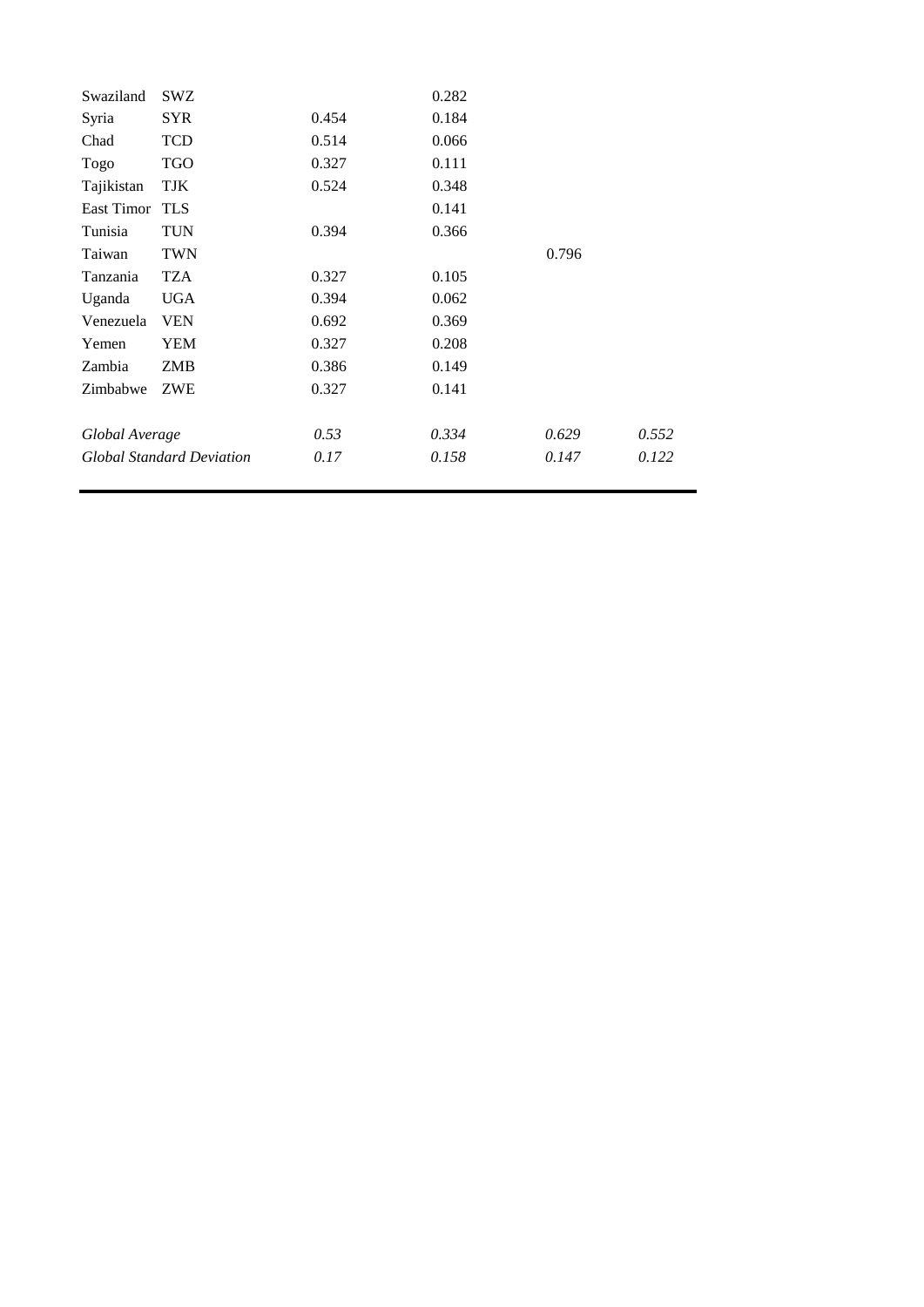| | | | | | |
|---|---|---|---|---|---|
| Swaziland | SWZ | | 0.282 | | |
| Syria | SYR | 0.454 | 0.184 | | |
| Chad | TCD | 0.514 | 0.066 | | |
| Togo | TGO | 0.327 | 0.111 | | |
| Tajikistan | TJK | 0.524 | 0.348 | | |
| East Timor | TLS | | 0.141 | | |
| Tunisia | TUN | 0.394 | 0.366 | | |
| Taiwan | TWN | | | 0.796 | |
| Tanzania | TZA | 0.327 | 0.105 | | |
| Uganda | UGA | 0.394 | 0.062 | | |
| Venezuela | VEN | 0.692 | 0.369 | | |
| Yemen | YEM | 0.327 | 0.208 | | |
| Zambia | ZMB | 0.386 | 0.149 | | |
| Zimbabwe | ZWE | 0.327 | 0.141 | | |
| *Global Average* | | *0.53* | *0.334* | *0.629* | *0.552* |
| *Global Standard Deviation* | | *0.17* | *0.158* | *0.147* | *0.122* |